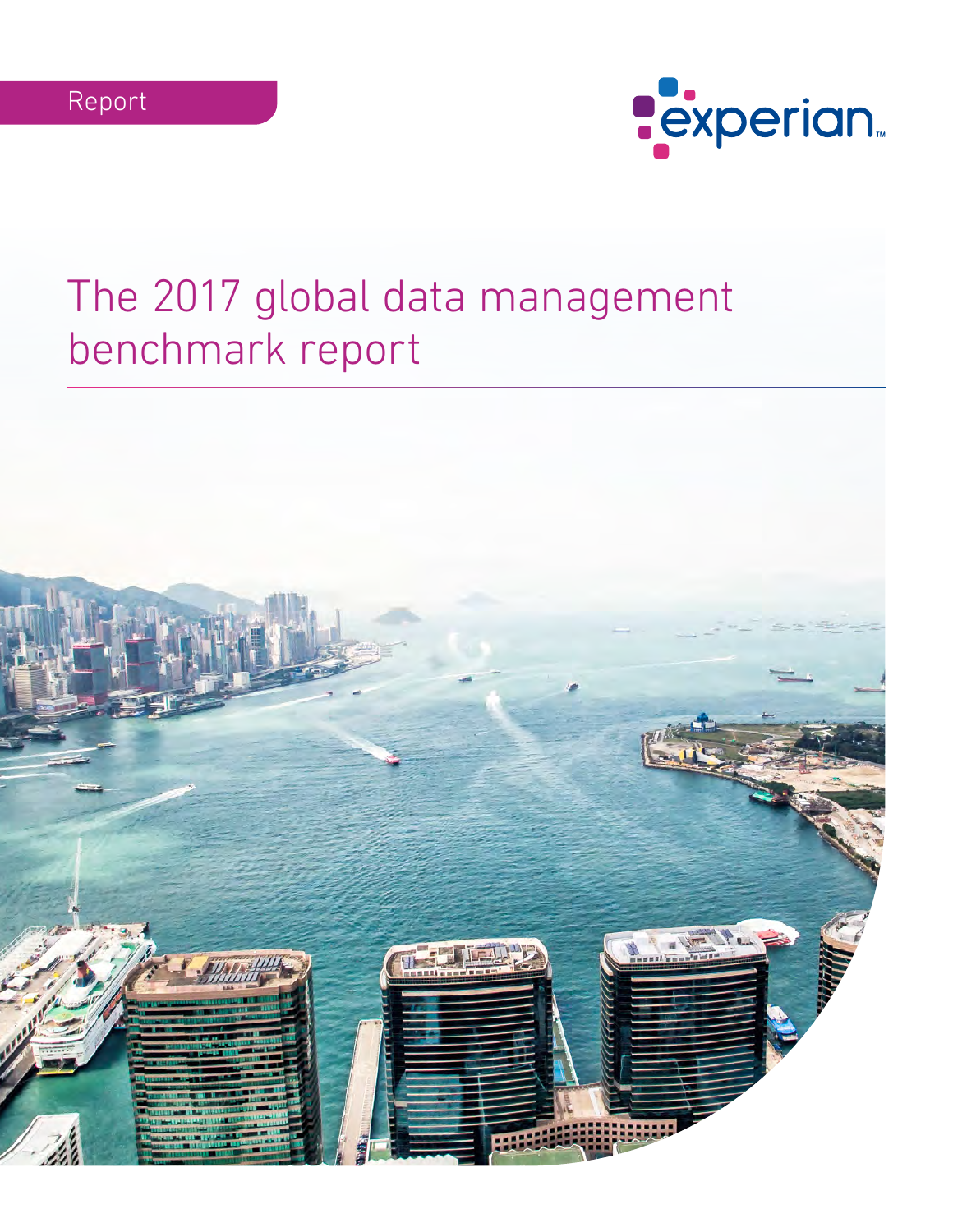Report

experian

# The 2017 global data management benchmark report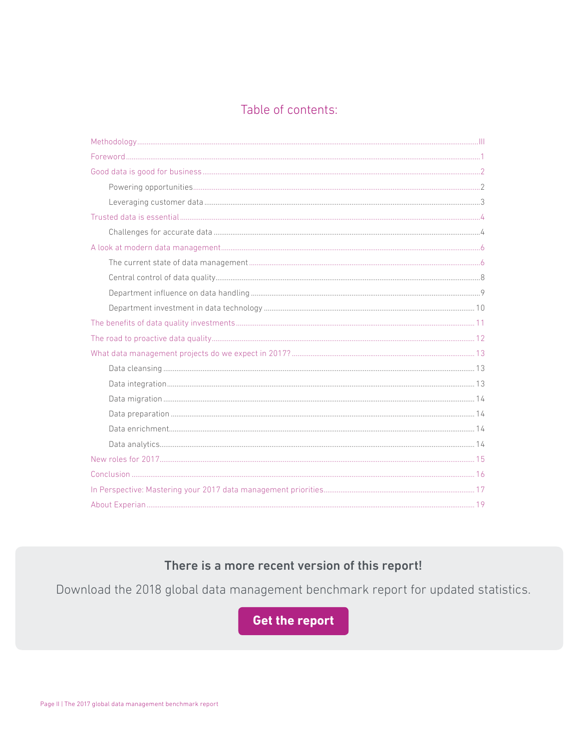## Table of contents:

- Methodology ..... III
- Foreword ..... 1
- Good data is good for business ..... 2
  - Powering opportunities ..... 2
  - Leveraging customer data ..... 3
- Trusted data is essential ..... 4
  - Challenges for accurate data ..... 4
- A look at modern data management ..... 6
  - The current state of data management ..... 6
  - Central control of data quality ..... 8
  - Department influence on data handling ..... 9
  - Department investment in data technology ..... 10
- The benefits of data quality investments ..... 11
- The road to proactive data quality ..... 12
- What data management projects do we expect in 2017? ..... 13
  - Data cleansing ..... 13
  - Data integration ..... 13
  - Data migration ..... 14
  - Data preparation ..... 14
  - Data enrichment ..... 14
  - Data analytics ..... 14
- New roles for 2017 ..... 15
- Conclusion ..... 16
- In Perspective: Mastering your 2017 data management priorities ..... 17
- About Experian ..... 19

**There is a more recent version of this report!**

Download the 2018 global data management benchmark report for updated statistics.

**Get the report**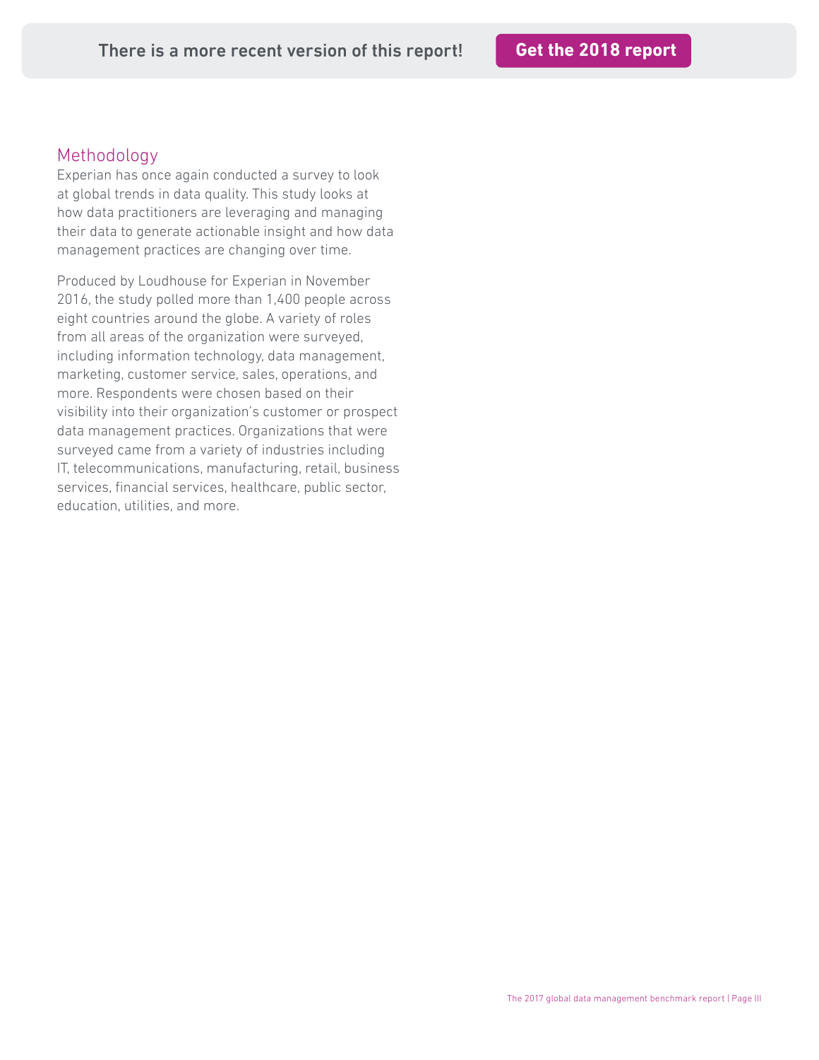There is a more recent version of this report! **Get the 2018 report**

## Methodology

Experian has once again conducted a survey to look at global trends in data quality. This study looks at how data practitioners are leveraging and managing their data to generate actionable insight and how data management practices are changing over time.

Produced by Loudhouse for Experian in November 2016, the study polled more than 1,400 people across eight countries around the globe. A variety of roles from all areas of the organization were surveyed, including information technology, data management, marketing, customer service, sales, operations, and more. Respondents were chosen based on their visibility into their organization's customer or prospect data management practices. Organizations that were surveyed came from a variety of industries including IT, telecommunications, manufacturing, retail, business services, financial services, healthcare, public sector, education, utilities, and more.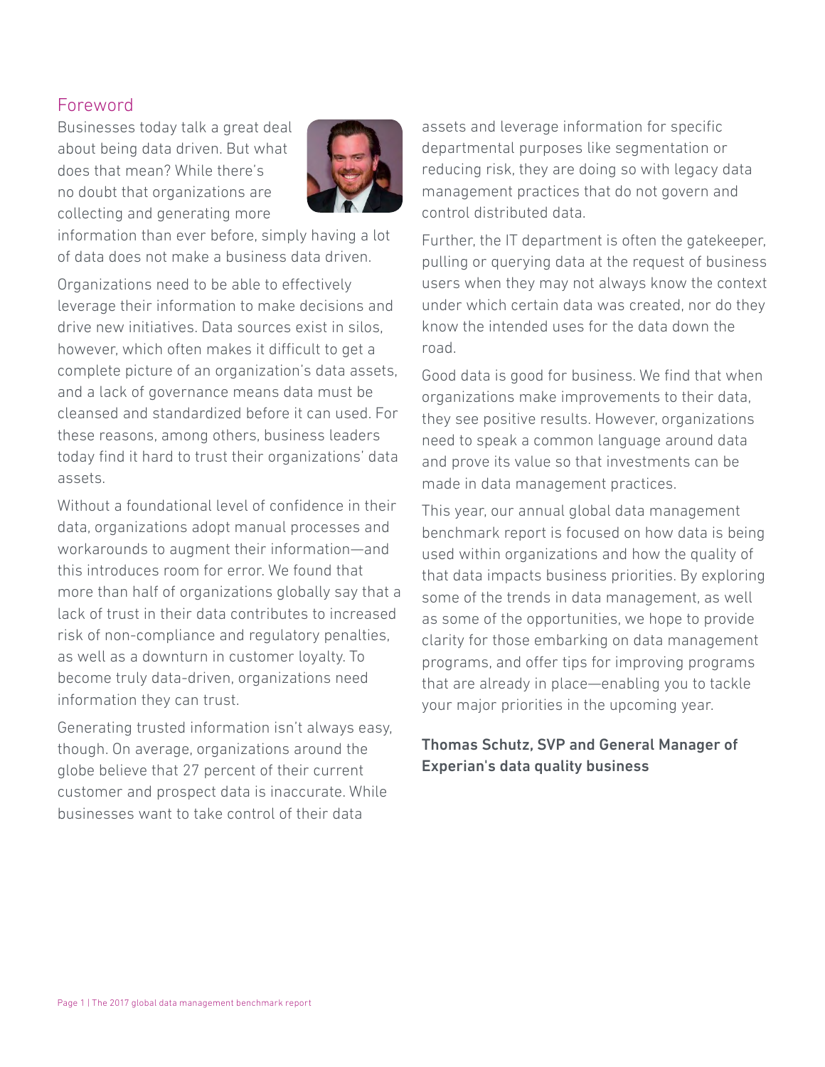## Foreword

Businesses today talk a great deal about being data driven. But what does that mean? While there's no doubt that organizations are collecting and generating more information than ever before, simply having a lot of data does not make a business data driven.

Organizations need to be able to effectively leverage their information to make decisions and drive new initiatives. Data sources exist in silos, however, which often makes it difficult to get a complete picture of an organization's data assets, and a lack of governance means data must be cleansed and standardized before it can used. For these reasons, among others, business leaders today find it hard to trust their organizations' data assets.

Without a foundational level of confidence in their data, organizations adopt manual processes and workarounds to augment their information—and this introduces room for error. We found that more than half of organizations globally say that a lack of trust in their data contributes to increased risk of non-compliance and regulatory penalties, as well as a downturn in customer loyalty. To become truly data-driven, organizations need information they can trust.

Generating trusted information isn't always easy, though. On average, organizations around the globe believe that 27 percent of their current customer and prospect data is inaccurate. While businesses want to take control of their data assets and leverage information for specific departmental purposes like segmentation or reducing risk, they are doing so with legacy data management practices that do not govern and control distributed data.

Further, the IT department is often the gatekeeper, pulling or querying data at the request of business users when they may not always know the context under which certain data was created, nor do they know the intended uses for the data down the road.

Good data is good for business. We find that when organizations make improvements to their data, they see positive results. However, organizations need to speak a common language around data and prove its value so that investments can be made in data management practices.

This year, our annual global data management benchmark report is focused on how data is being used within organizations and how the quality of that data impacts business priorities. By exploring some of the trends in data management, as well as some of the opportunities, we hope to provide clarity for those embarking on data management programs, and offer tips for improving programs that are already in place—enabling you to tackle your major priorities in the upcoming year.

**Thomas Schutz, SVP and General Manager of Experian's data quality business**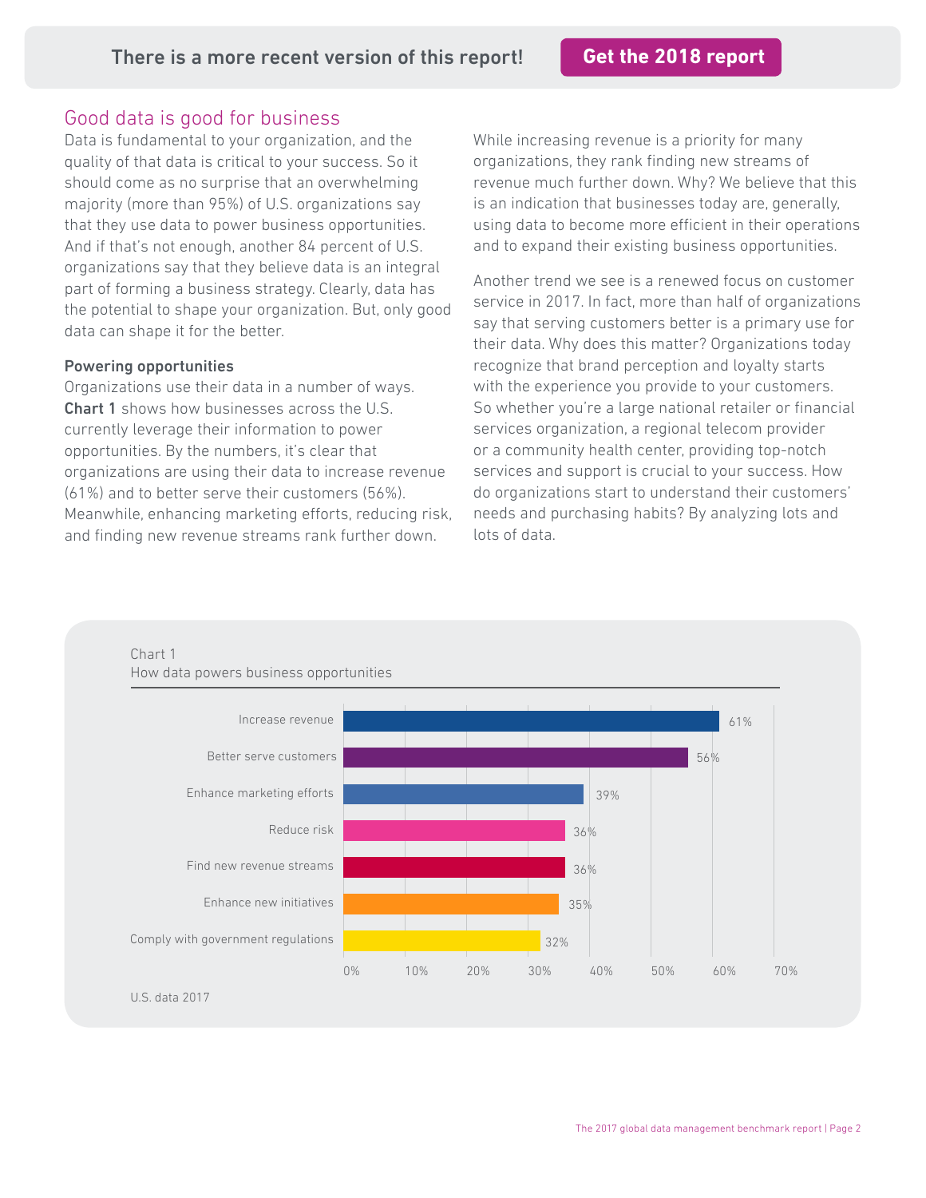There is a more recent version of this report! **Get the 2018 report**

## Good data is good for business

Data is fundamental to your organization, and the quality of that data is critical to your success. So it should come as no surprise that an overwhelming majority (more than 95%) of U.S. organizations say that they use data to power business opportunities. And if that's not enough, another 84 percent of U.S. organizations say that they believe data is an integral part of forming a business strategy. Clearly, data has the potential to shape your organization. But, only good data can shape it for the better.

### Powering opportunities

Organizations use their data in a number of ways. **Chart 1** shows how businesses across the U.S. currently leverage their information to power opportunities. By the numbers, it's clear that organizations are using their data to increase revenue (61%) and to better serve their customers (56%). Meanwhile, enhancing marketing efforts, reducing risk, and finding new revenue streams rank further down.

While increasing revenue is a priority for many organizations, they rank finding new streams of revenue much further down. Why? We believe that this is an indication that businesses today are, generally, using data to become more efficient in their operations and to expand their existing business opportunities.

Another trend we see is a renewed focus on customer service in 2017. In fact, more than half of organizations say that serving customers better is a primary use for their data. Why does this matter? Organizations today recognize that brand perception and loyalty starts with the experience you provide to your customers. So whether you're a large national retailer or financial services organization, a regional telecom provider or a community health center, providing top-notch services and support is crucial to your success. How do organizations start to understand their customers' needs and purchasing habits? By analyzing lots and lots of data.

Chart 1
How data powers business opportunities

| Use | Percentage |
|---|---|
| Increase revenue | 61% |
| Better serve customers | 56% |
| Enhance marketing efforts | 39% |
| Reduce risk | 36% |
| Find new revenue streams | 36% |
| Enhance new initiatives | 35% |
| Comply with government regulations | 32% |

U.S. data 2017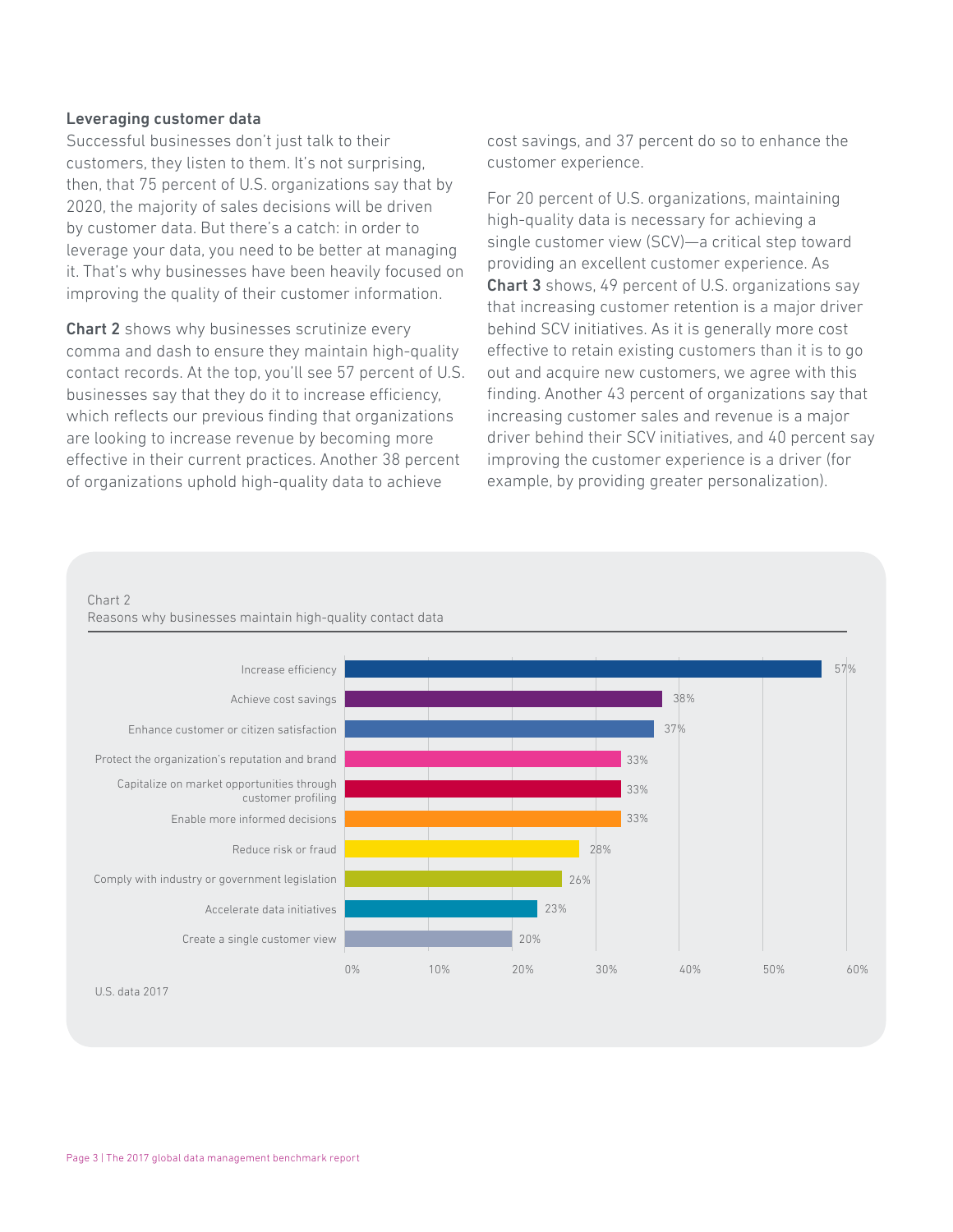### Leveraging customer data

Successful businesses don't just talk to their customers, they listen to them. It's not surprising, then, that 75 percent of U.S. organizations say that by 2020, the majority of sales decisions will be driven by customer data. But there's a catch: in order to leverage your data, you need to be better at managing it. That's why businesses have been heavily focused on improving the quality of their customer information.

**Chart 2** shows why businesses scrutinize every comma and dash to ensure they maintain high-quality contact records. At the top, you'll see 57 percent of U.S. businesses say that they do it to increase efficiency, which reflects our previous finding that organizations are looking to increase revenue by becoming more effective in their current practices. Another 38 percent of organizations uphold high-quality data to achieve cost savings, and 37 percent do so to enhance the customer experience.

For 20 percent of U.S. organizations, maintaining high-quality data is necessary for achieving a single customer view (SCV)—a critical step toward providing an excellent customer experience. As **Chart 3** shows, 49 percent of U.S. organizations say that increasing customer retention is a major driver behind SCV initiatives. As it is generally more cost effective to retain existing customers than it is to go out and acquire new customers, we agree with this finding. Another 43 percent of organizations say that increasing customer sales and revenue is a major driver behind their SCV initiatives, and 40 percent say improving the customer experience is a driver (for example, by providing greater personalization).

Chart 2
Reasons why businesses maintain high-quality contact data

| Reason | Percent |
|---|---|
| Increase efficiency | 57% |
| Achieve cost savings | 38% |
| Enhance customer or citizen satisfaction | 37% |
| Protect the organization's reputation and brand | 33% |
| Capitalize on market opportunities through customer profiling | 33% |
| Enable more informed decisions | 33% |
| Reduce risk or fraud | 28% |
| Comply with industry or government legislation | 26% |
| Accelerate data initiatives | 23% |
| Create a single customer view | 20% |

U.S. data 2017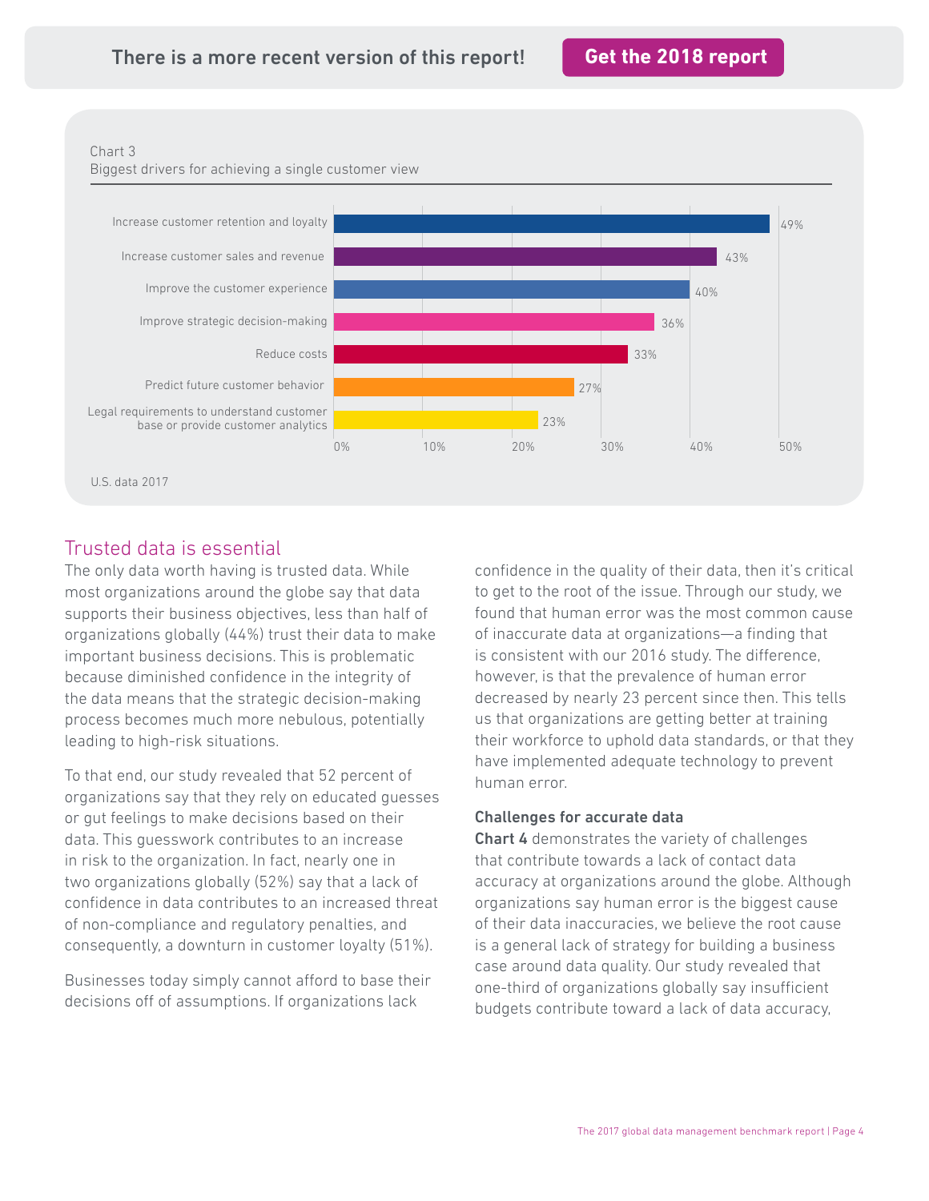There is a more recent version of this report! **Get the 2018 report**

Chart 3
Biggest drivers for achieving a single customer view

| Driver | Percentage |
| --- | --- |
| Increase customer retention and loyalty | 49% |
| Increase customer sales and revenue | 43% |
| Improve the customer experience | 40% |
| Improve strategic decision-making | 36% |
| Reduce costs | 33% |
| Predict future customer behavior | 27% |
| Legal requirements to understand customer base or provide customer analytics | 23% |

U.S. data 2017

## Trusted data is essential

The only data worth having is trusted data. While most organizations around the globe say that data supports their business objectives, less than half of organizations globally (44%) trust their data to make important business decisions. This is problematic because diminished confidence in the integrity of the data means that the strategic decision-making process becomes much more nebulous, potentially leading to high-risk situations.

To that end, our study revealed that 52 percent of organizations say that they rely on educated guesses or gut feelings to make decisions based on their data. This guesswork contributes to an increase in risk to the organization. In fact, nearly one in two organizations globally (52%) say that a lack of confidence in data contributes to an increased threat of non-compliance and regulatory penalties, and consequently, a downturn in customer loyalty (51%).

Businesses today simply cannot afford to base their decisions off of assumptions. If organizations lack confidence in the quality of their data, then it's critical to get to the root of the issue. Through our study, we found that human error was the most common cause of inaccurate data at organizations—a finding that is consistent with our 2016 study. The difference, however, is that the prevalence of human error decreased by nearly 23 percent since then. This tells us that organizations are getting better at training their workforce to uphold data standards, or that they have implemented adequate technology to prevent human error.

### Challenges for accurate data

**Chart 4** demonstrates the variety of challenges that contribute towards a lack of contact data accuracy at organizations around the globe. Although organizations say human error is the biggest cause of their data inaccuracies, we believe the root cause is a general lack of strategy for building a business case around data quality. Our study revealed that one-third of organizations globally say insufficient budgets contribute toward a lack of data accuracy,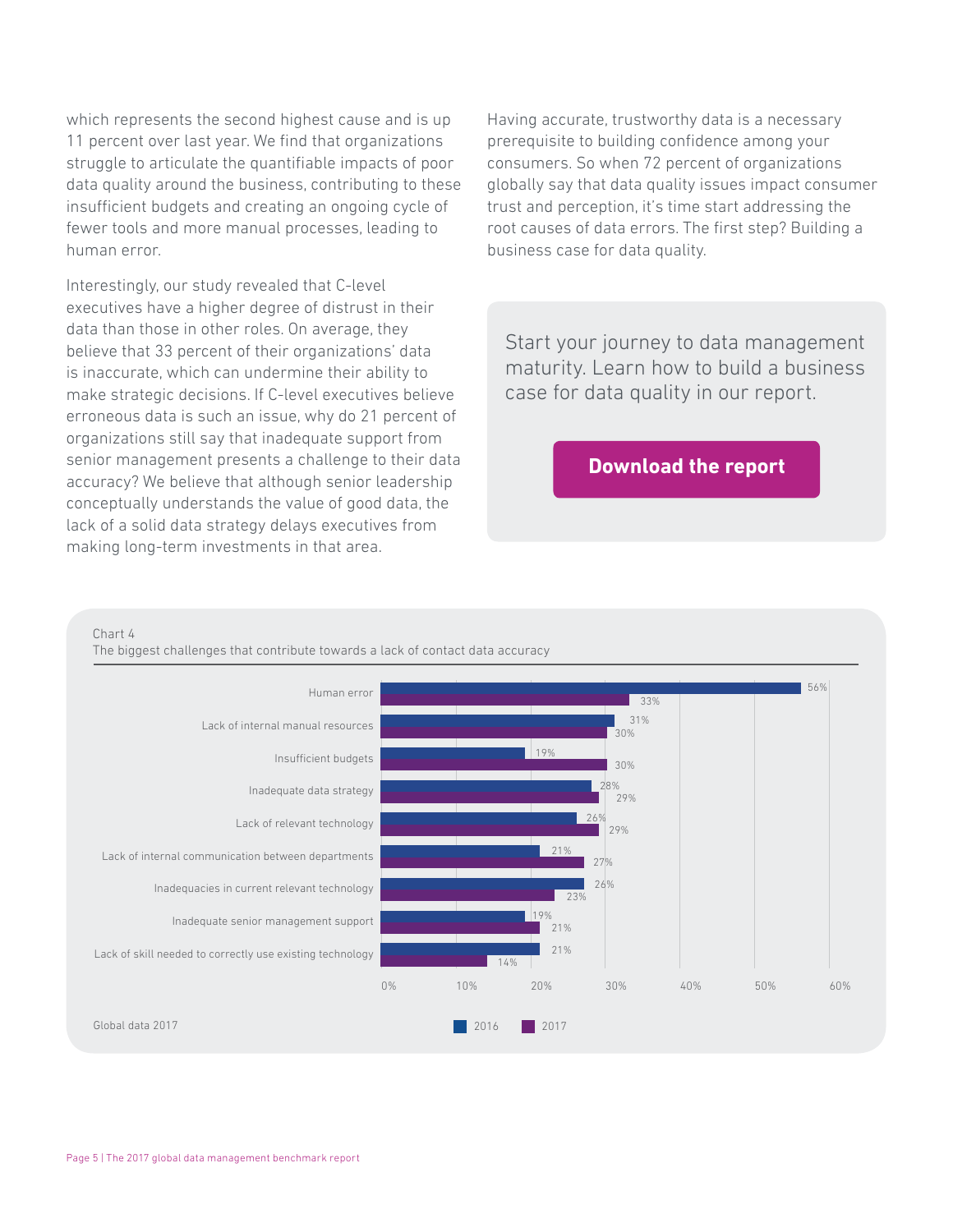which represents the second highest cause and is up 11 percent over last year. We find that organizations struggle to articulate the quantifiable impacts of poor data quality around the business, contributing to these insufficient budgets and creating an ongoing cycle of fewer tools and more manual processes, leading to human error.

Interestingly, our study revealed that C-level executives have a higher degree of distrust in their data than those in other roles. On average, they believe that 33 percent of their organizations' data is inaccurate, which can undermine their ability to make strategic decisions. If C-level executives believe erroneous data is such an issue, why do 21 percent of organizations still say that inadequate support from senior management presents a challenge to their data accuracy? We believe that although senior leadership conceptually understands the value of good data, the lack of a solid data strategy delays executives from making long-term investments in that area.

Having accurate, trustworthy data is a necessary prerequisite to building confidence among your consumers. So when 72 percent of organizations globally say that data quality issues impact consumer trust and perception, it's time start addressing the root causes of data errors. The first step? Building a business case for data quality.

Start your journey to data management maturity. Learn how to build a business case for data quality in our report.

**Download the report**

Chart 4
The biggest challenges that contribute towards a lack of contact data accuracy

| Challenge | 2016 | 2017 |
|---|---|---|
| Human error | 56% | 33% |
| Lack of internal manual resources | 31% | 30% |
| Insufficient budgets | 19% | 30% |
| Inadequate data strategy | 28% | 29% |
| Lack of relevant technology | 26% | 29% |
| Lack of internal communication between departments | 21% | 27% |
| Inadequacies in current relevant technology | 26% | 23% |
| Inadequate senior management support | 19% | 21% |
| Lack of skill needed to correctly use existing technology | 21% | 14% |

Global data 2017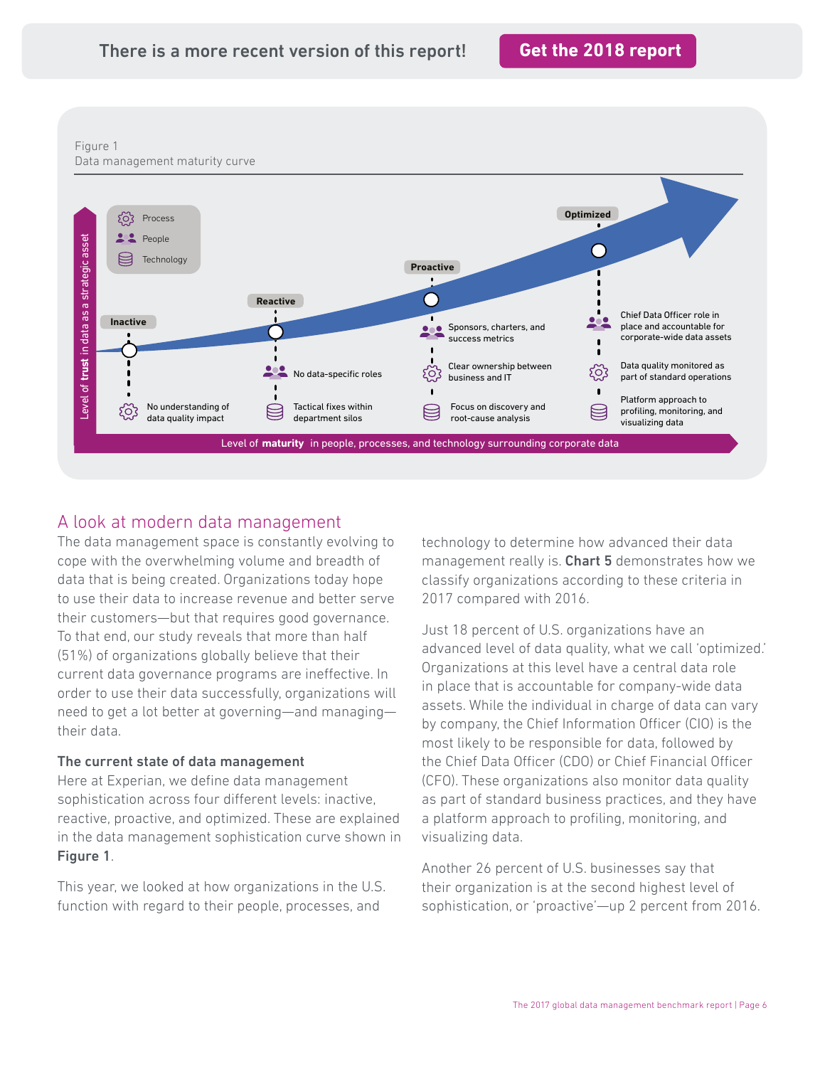There is a more recent version of this report! **Get the 2018 report**

Figure 1
Data management maturity curve

- Process
- People
- Technology

Level of **trust** in data as a strategic asset

**Inactive**
- No understanding of data quality impact

**Reactive**
- No data-specific roles
- Tactical fixes within department silos

**Proactive**
- Sponsors, charters, and success metrics
- Clear ownership between business and IT
- Focus on discovery and root-cause analysis

**Optimized**
- Chief Data Officer role in place and accountable for corporate-wide data assets
- Data quality monitored as part of standard operations
- Platform approach to profiling, monitoring, and visualizing data

Level of **maturity** in people, processes, and technology surrounding corporate data

## A look at modern data management

The data management space is constantly evolving to cope with the overwhelming volume and breadth of data that is being created. Organizations today hope to use their data to increase revenue and better serve their customers—but that requires good governance. To that end, our study reveals that more than half (51%) of organizations globally believe that their current data governance programs are ineffective. In order to use their data successfully, organizations will need to get a lot better at governing—and managing—their data.

### The current state of data management

Here at Experian, we define data management sophistication across four different levels: inactive, reactive, proactive, and optimized. These are explained in the data management sophistication curve shown in **Figure 1**.

This year, we looked at how organizations in the U.S. function with regard to their people, processes, and technology to determine how advanced their data management really is. **Chart 5** demonstrates how we classify organizations according to these criteria in 2017 compared with 2016.

Just 18 percent of U.S. organizations have an advanced level of data quality, what we call 'optimized.' Organizations at this level have a central data role in place that is accountable for company-wide data assets. While the individual in charge of data can vary by company, the Chief Information Officer (CIO) is the most likely to be responsible for data, followed by the Chief Data Officer (CDO) or Chief Financial Officer (CFO). These organizations also monitor data quality as part of standard business practices, and they have a platform approach to profiling, monitoring, and visualizing data.

Another 26 percent of U.S. businesses say that their organization is at the second highest level of sophistication, or 'proactive'—up 2 percent from 2016.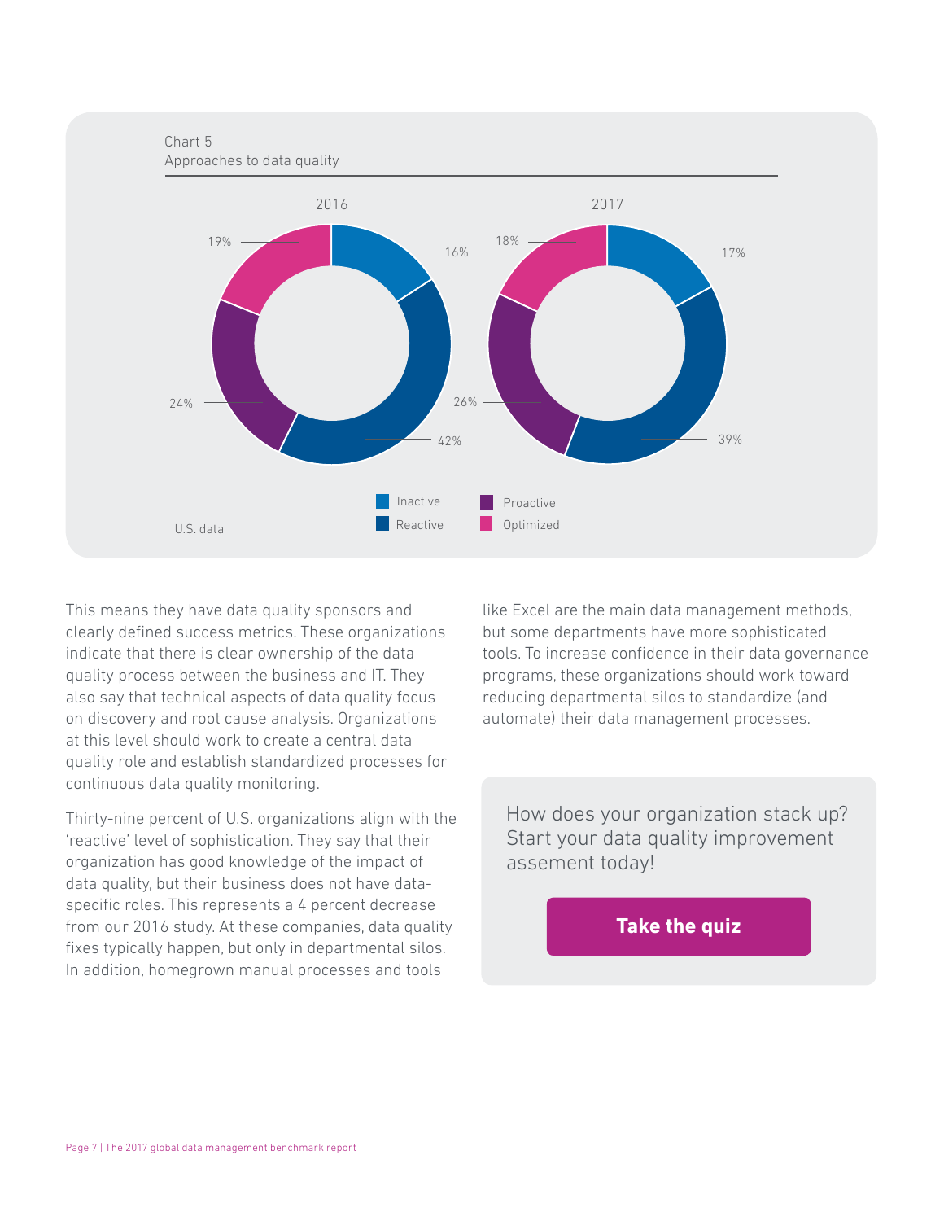Chart 5
Approaches to data quality

| | 2016 | 2017 |
|---|---|---|
| Inactive | 16% | 17% |
| Reactive | 42% | 39% |
| Proactive | 24% | 26% |
| Optimized | 19% | 18% |

U.S. data

This means they have data quality sponsors and clearly defined success metrics. These organizations indicate that there is clear ownership of the data quality process between the business and IT. They also say that technical aspects of data quality focus on discovery and root cause analysis. Organizations at this level should work to create a central data quality role and establish standardized processes for continuous data quality monitoring.

Thirty-nine percent of U.S. organizations align with the 'reactive' level of sophistication. They say that their organization has good knowledge of the impact of data quality, but their business does not have data-specific roles. This represents a 4 percent decrease from our 2016 study. At these companies, data quality fixes typically happen, but only in departmental silos. In addition, homegrown manual processes and tools like Excel are the main data management methods, but some departments have more sophisticated tools. To increase confidence in their data governance programs, these organizations should work toward reducing departmental silos to standardize (and automate) their data management processes.

How does your organization stack up? Start your data quality improvement assement today!

**Take the quiz**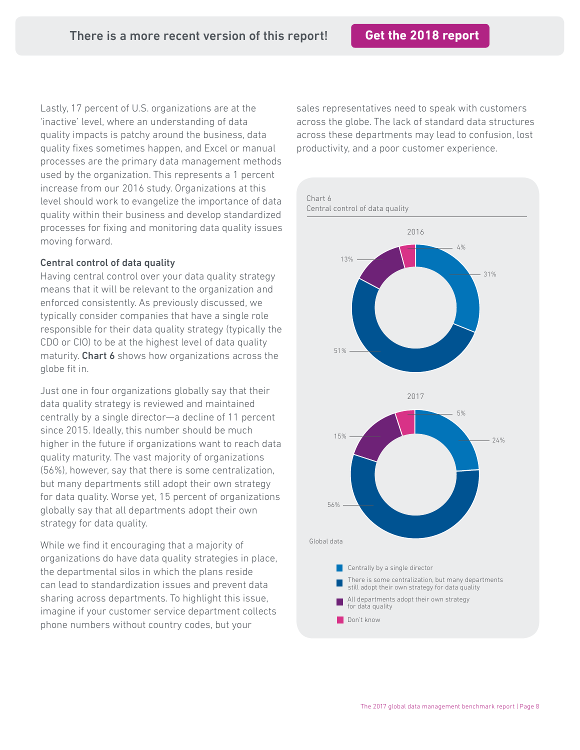There is a more recent version of this report! Get the 2018 report

Lastly, 17 percent of U.S. organizations are at the 'inactive' level, where an understanding of data quality impacts is patchy around the business, data quality fixes sometimes happen, and Excel or manual processes are the primary data management methods used by the organization. This represents a 1 percent increase from our 2016 study. Organizations at this level should work to evangelize the importance of data quality within their business and develop standardized processes for fixing and monitoring data quality issues moving forward.

**Central control of data quality**

Having central control over your data quality strategy means that it will be relevant to the organization and enforced consistently. As previously discussed, we typically consider companies that have a single role responsible for their data quality strategy (typically the CDO or CIO) to be at the highest level of data quality maturity. **Chart 6** shows how organizations across the globe fit in.

Just one in four organizations globally say that their data quality strategy is reviewed and maintained centrally by a single director—a decline of 11 percent since 2015. Ideally, this number should be much higher in the future if organizations want to reach data quality maturity. The vast majority of organizations (56%), however, say that there is some centralization, but many departments still adopt their own strategy for data quality. Worse yet, 15 percent of organizations globally say that all departments adopt their own strategy for data quality.

While we find it encouraging that a majority of organizations do have data quality strategies in place, the departmental silos in which the plans reside can lead to standardization issues and prevent data sharing across departments. To highlight this issue, imagine if your customer service department collects phone numbers without country codes, but your sales representatives need to speak with customers across the globe. The lack of standard data structures across these departments may lead to confusion, lost productivity, and a poor customer experience.

Chart 6
Central control of data quality

| | 2016 | 2017 |
|---|---|---|
| Centrally by a single director | 31% | 24% |
| There is some centralization, but many departments still adopt their own strategy for data quality | 51% | 56% |
| All departments adopt their own strategy for data quality | 13% | 15% |
| Don't know | 4% | 5% |

Global data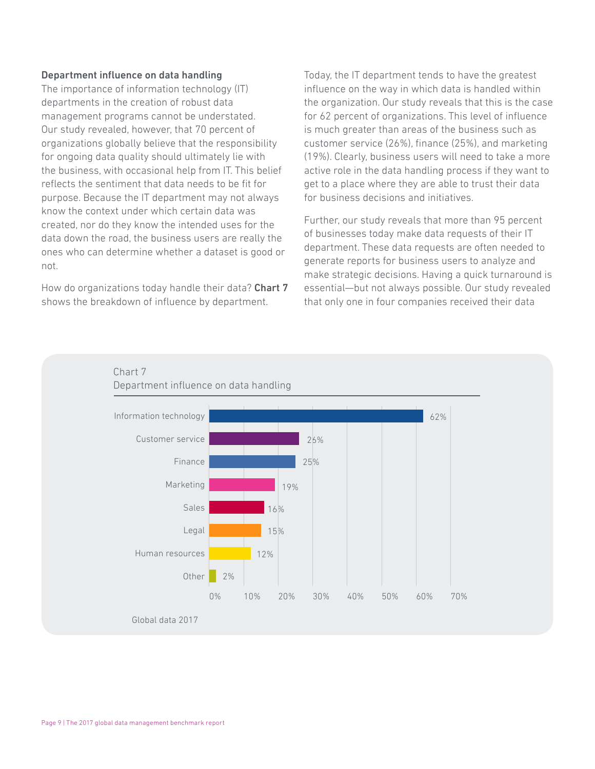### Department influence on data handling

The importance of information technology (IT) departments in the creation of robust data management programs cannot be understated. Our study revealed, however, that 70 percent of organizations globally believe that the responsibility for ongoing data quality should ultimately lie with the business, with occasional help from IT. This belief reflects the sentiment that data needs to be fit for purpose. Because the IT department may not always know the context under which certain data was created, nor do they know the intended uses for the data down the road, the business users are really the ones who can determine whether a dataset is good or not.

How do organizations today handle their data? **Chart 7** shows the breakdown of influence by department.

Today, the IT department tends to have the greatest influence on the way in which data is handled within the organization. Our study reveals that this is the case for 62 percent of organizations. This level of influence is much greater than areas of the business such as customer service (26%), finance (25%), and marketing (19%). Clearly, business users will need to take a more active role in the data handling process if they want to get to a place where they are able to trust their data for business decisions and initiatives.

Further, our study reveals that more than 95 percent of businesses today make data requests of their IT department. These data requests are often needed to generate reports for business users to analyze and make strategic decisions. Having a quick turnaround is essential—but not always possible. Our study revealed that only one in four companies received their data

Chart 7
Department influence on data handling

| Department | Percentage |
| --- | --- |
| Information technology | 62% |
| Customer service | 26% |
| Finance | 25% |
| Marketing | 19% |
| Sales | 16% |
| Legal | 15% |
| Human resources | 12% |
| Other | 2% |

Global data 2017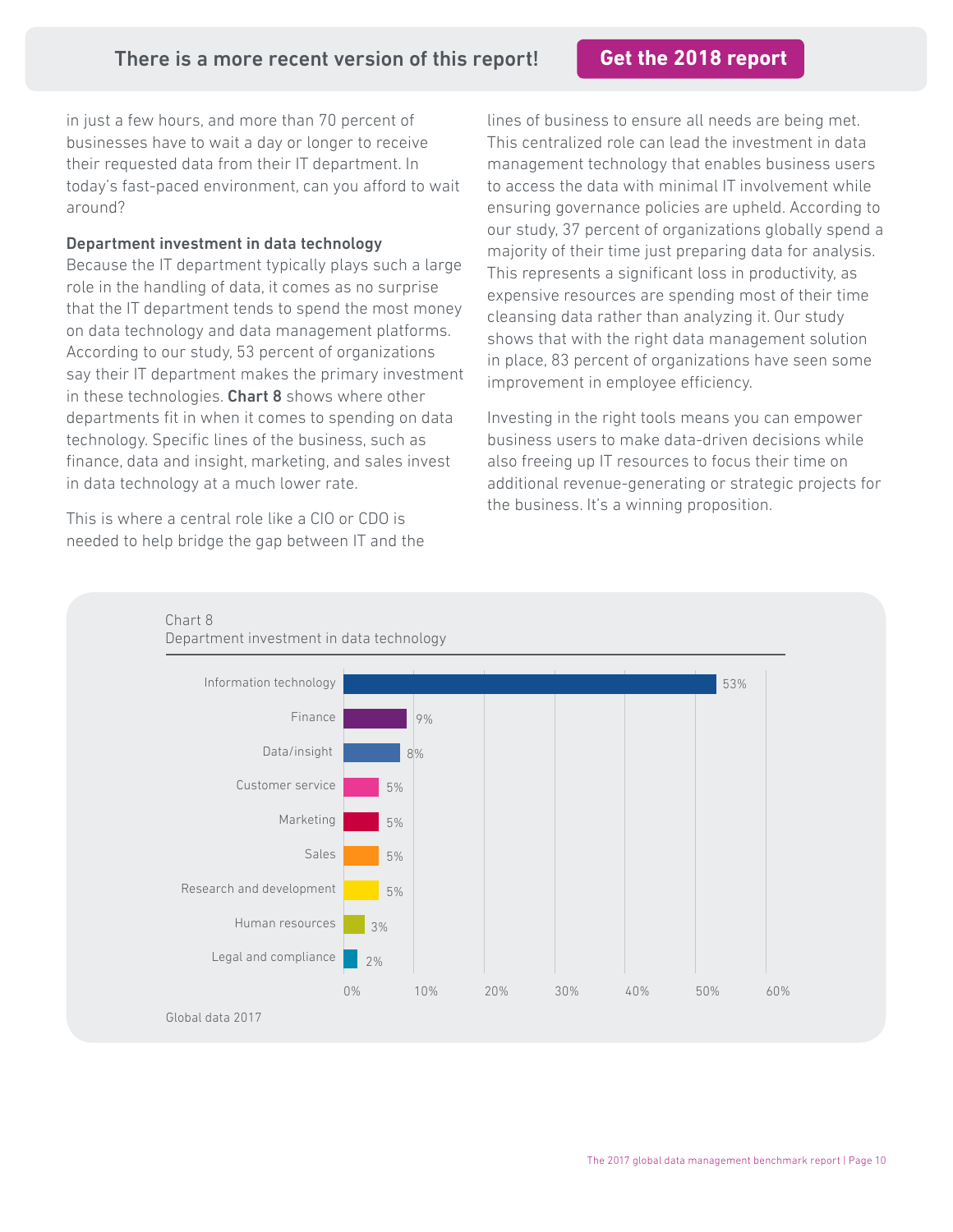in just a few hours, and more than 70 percent of businesses have to wait a day or longer to receive their requested data from their IT department. In today's fast-paced environment, can you afford to wait around?

### Department investment in data technology

Because the IT department typically plays such a large role in the handling of data, it comes as no surprise that the IT department tends to spend the most money on data technology and data management platforms. According to our study, 53 percent of organizations say their IT department makes the primary investment in these technologies. **Chart 8** shows where other departments fit in when it comes to spending on data technology. Specific lines of the business, such as finance, data and insight, marketing, and sales invest in data technology at a much lower rate.

This is where a central role like a CIO or CDO is needed to help bridge the gap between IT and the lines of business to ensure all needs are being met. This centralized role can lead the investment in data management technology that enables business users to access the data with minimal IT involvement while ensuring governance policies are upheld. According to our study, 37 percent of organizations globally spend a majority of their time just preparing data for analysis. This represents a significant loss in productivity, as expensive resources are spending most of their time cleansing data rather than analyzing it. Our study shows that with the right data management solution in place, 83 percent of organizations have seen some improvement in employee efficiency.

Investing in the right tools means you can empower business users to make data-driven decisions while also freeing up IT resources to focus their time on additional revenue-generating or strategic projects for the business. It's a winning proposition.

Chart 8
Department investment in data technology

| Department | Percentage |
|---|---|
| Information technology | 53% |
| Finance | 9% |
| Data/insight | 8% |
| Customer service | 5% |
| Marketing | 5% |
| Sales | 5% |
| Research and development | 5% |
| Human resources | 3% |
| Legal and compliance | 2% |

Global data 2017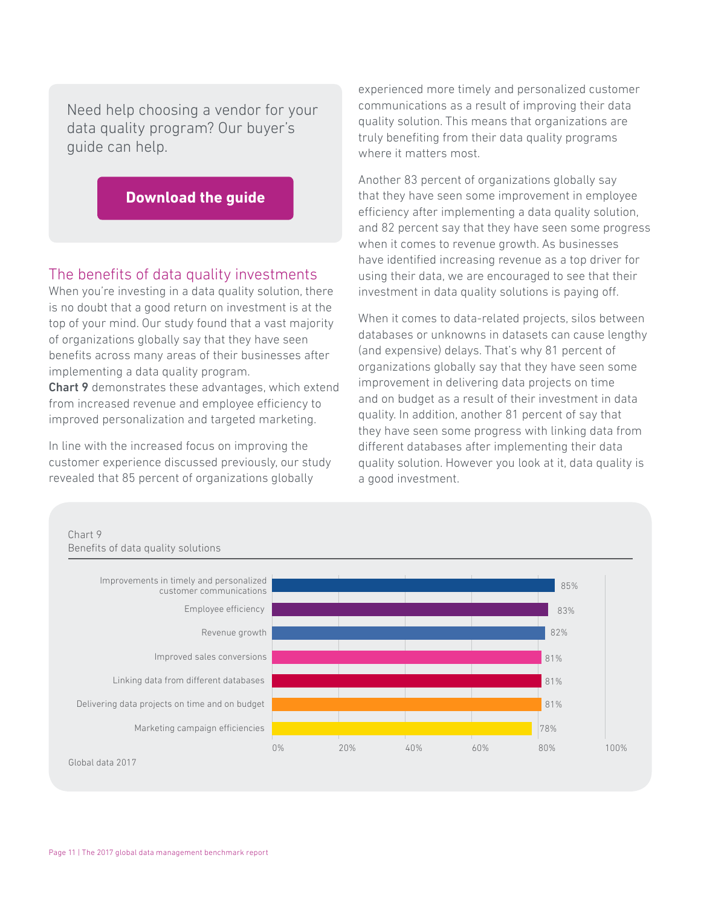Need help choosing a vendor for your data quality program? Our buyer's guide can help.

**Download the guide**

## The benefits of data quality investments

When you're investing in a data quality solution, there is no doubt that a good return on investment is at the top of your mind. Our study found that a vast majority of organizations globally say that they have seen benefits across many areas of their businesses after implementing a data quality program. **Chart 9** demonstrates these advantages, which extend from increased revenue and employee efficiency to improved personalization and targeted marketing.

In line with the increased focus on improving the customer experience discussed previously, our study revealed that 85 percent of organizations globally experienced more timely and personalized customer communications as a result of improving their data quality solution. This means that organizations are truly benefiting from their data quality programs where it matters most.

Another 83 percent of organizations globally say that they have seen some improvement in employee efficiency after implementing a data quality solution, and 82 percent say that they have seen some progress when it comes to revenue growth. As businesses have identified increasing revenue as a top driver for using their data, we are encouraged to see that their investment in data quality solutions is paying off.

When it comes to data-related projects, silos between databases or unknowns in datasets can cause lengthy (and expensive) delays. That's why 81 percent of organizations globally say that they have seen some improvement in delivering data projects on time and on budget as a result of their investment in data quality. In addition, another 81 percent of say that they have seen some progress with linking data from different databases after implementing their data quality solution. However you look at it, data quality is a good investment.

Chart 9
Benefits of data quality solutions

| Benefit | Percentage |
| --- | --- |
| Improvements in timely and personalized customer communications | 85% |
| Employee efficiency | 83% |
| Revenue growth | 82% |
| Improved sales conversions | 81% |
| Linking data from different databases | 81% |
| Delivering data projects on time and on budget | 81% |
| Marketing campaign efficiencies | 78% |

Global data 2017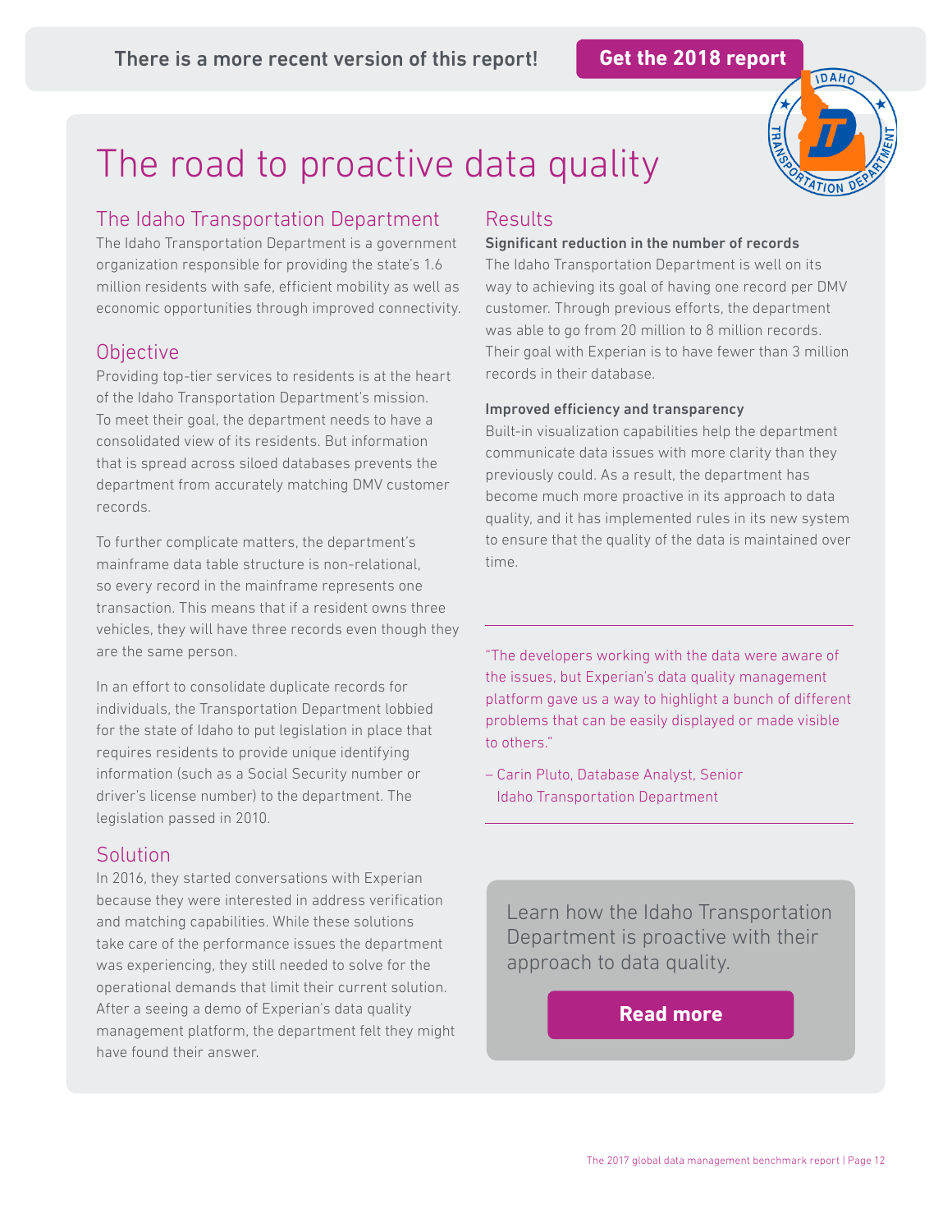There is a more recent version of this report! **Get the 2018 report**

# The road to proactive data quality

## The Idaho Transportation Department

The Idaho Transportation Department is a government organization responsible for providing the state's 1.6 million residents with safe, efficient mobility as well as economic opportunities through improved connectivity.

## Objective

Providing top-tier services to residents is at the heart of the Idaho Transportation Department's mission. To meet their goal, the department needs to have a consolidated view of its residents. But information that is spread across siloed databases prevents the department from accurately matching DMV customer records.

To further complicate matters, the department's mainframe data table structure is non-relational, so every record in the mainframe represents one transaction. This means that if a resident owns three vehicles, they will have three records even though they are the same person.

In an effort to consolidate duplicate records for individuals, the Transportation Department lobbied for the state of Idaho to put legislation in place that requires residents to provide unique identifying information (such as a Social Security number or driver's license number) to the department. The legislation passed in 2010.

## Solution

In 2016, they started conversations with Experian because they were interested in address verification and matching capabilities. While these solutions take care of the performance issues the department was experiencing, they still needed to solve for the operational demands that limit their current solution. After a seeing a demo of Experian's data quality management platform, the department felt they might have found their answer.

## Results

**Significant reduction in the number of records**

The Idaho Transportation Department is well on its way to achieving its goal of having one record per DMV customer. Through previous efforts, the department was able to go from 20 million to 8 million records. Their goal with Experian is to have fewer than 3 million records in their database.

**Improved efficiency and transparency**

Built-in visualization capabilities help the department communicate data issues with more clarity than they previously could. As a result, the department has become much more proactive in its approach to data quality, and it has implemented rules in its new system to ensure that the quality of the data is maintained over time.

---

"The developers working with the data were aware of the issues, but Experian's data quality management platform gave us a way to highlight a bunch of different problems that can be easily displayed or made visible to others."

– Carin Pluto, Database Analyst, Senior
Idaho Transportation Department

---

Learn how the Idaho Transportation Department is proactive with their approach to data quality.

**Read more**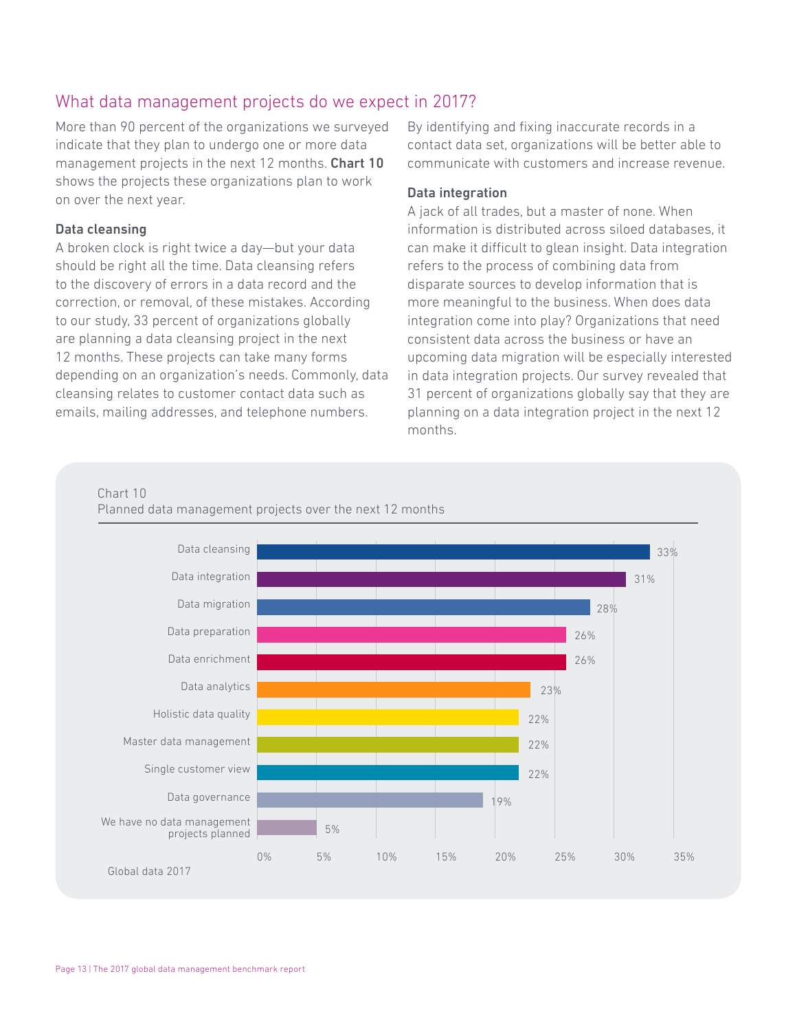## What data management projects do we expect in 2017?

More than 90 percent of the organizations we surveyed indicate that they plan to undergo one or more data management projects in the next 12 months. **Chart 10** shows the projects these organizations plan to work on over the next year.

### Data cleansing

A broken clock is right twice a day—but your data should be right all the time. Data cleansing refers to the discovery of errors in a data record and the correction, or removal, of these mistakes. According to our study, 33 percent of organizations globally are planning a data cleansing project in the next 12 months. These projects can take many forms depending on an organization's needs. Commonly, data cleansing relates to customer contact data such as emails, mailing addresses, and telephone numbers. By identifying and fixing inaccurate records in a contact data set, organizations will be better able to communicate with customers and increase revenue.

### Data integration

A jack of all trades, but a master of none. When information is distributed across siloed databases, it can make it difficult to glean insight. Data integration refers to the process of combining data from disparate sources to develop information that is more meaningful to the business. When does data integration come into play? Organizations that need consistent data across the business or have an upcoming data migration will be especially interested in data integration projects. Our survey revealed that 31 percent of organizations globally say that they are planning on a data integration project in the next 12 months.

Chart 10
Planned data management projects over the next 12 months

| Project | Percentage |
|---|---|
| Data cleansing | 33% |
| Data integration | 31% |
| Data migration | 28% |
| Data preparation | 26% |
| Data enrichment | 26% |
| Data analytics | 23% |
| Holistic data quality | 22% |
| Master data management | 22% |
| Single customer view | 22% |
| Data governance | 19% |
| We have no data management projects planned | 5% |

Global data 2017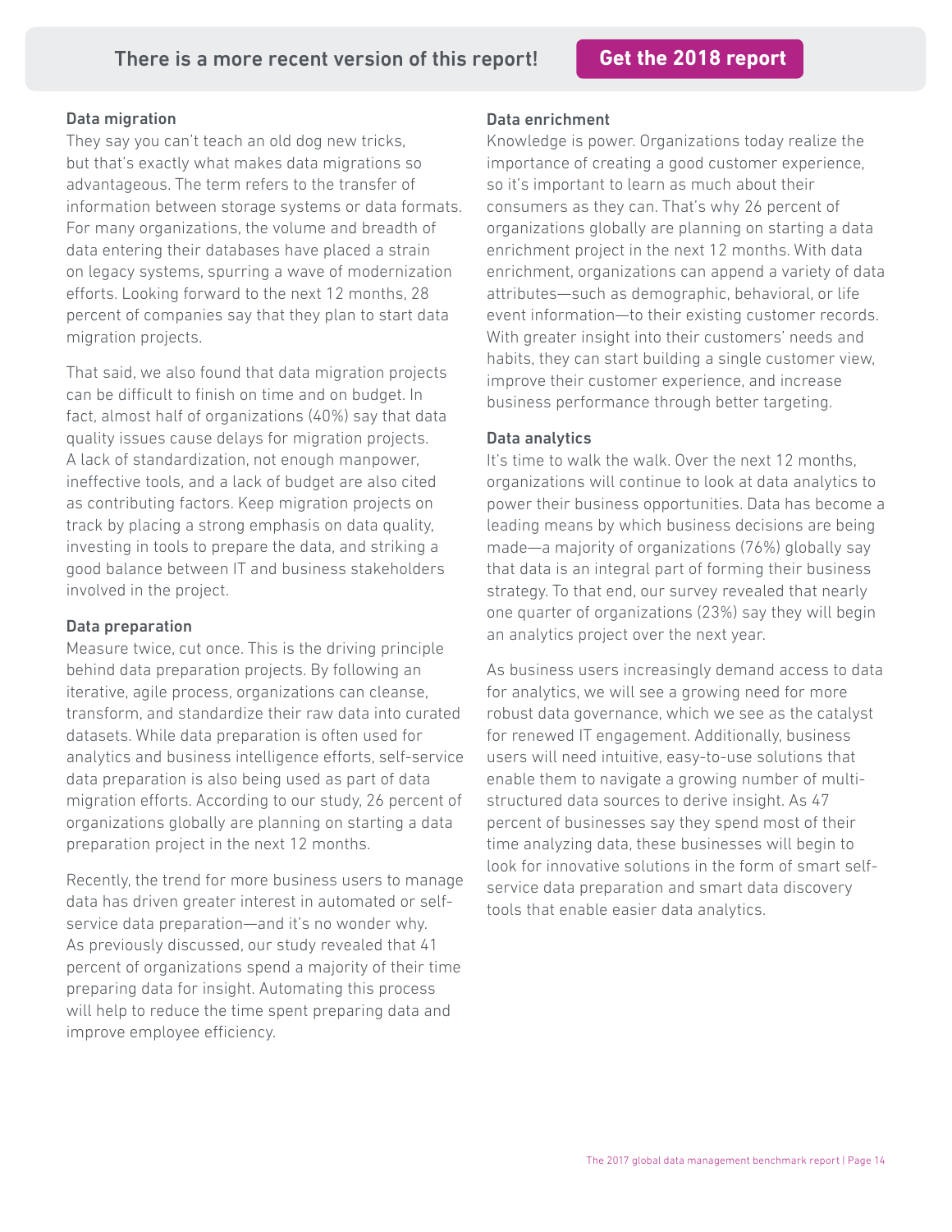There is a more recent version of this report! **Get the 2018 report**

### Data migration

They say you can't teach an old dog new tricks, but that's exactly what makes data migrations so advantageous. The term refers to the transfer of information between storage systems or data formats. For many organizations, the volume and breadth of data entering their databases have placed a strain on legacy systems, spurring a wave of modernization efforts. Looking forward to the next 12 months, 28 percent of companies say that they plan to start data migration projects.

That said, we also found that data migration projects can be difficult to finish on time and on budget. In fact, almost half of organizations (40%) say that data quality issues cause delays for migration projects. A lack of standardization, not enough manpower, ineffective tools, and a lack of budget are also cited as contributing factors. Keep migration projects on track by placing a strong emphasis on data quality, investing in tools to prepare the data, and striking a good balance between IT and business stakeholders involved in the project.

### Data preparation

Measure twice, cut once. This is the driving principle behind data preparation projects. By following an iterative, agile process, organizations can cleanse, transform, and standardize their raw data into curated datasets. While data preparation is often used for analytics and business intelligence efforts, self-service data preparation is also being used as part of data migration efforts. According to our study, 26 percent of organizations globally are planning on starting a data preparation project in the next 12 months.

Recently, the trend for more business users to manage data has driven greater interest in automated or self-service data preparation—and it's no wonder why. As previously discussed, our study revealed that 41 percent of organizations spend a majority of their time preparing data for insight. Automating this process will help to reduce the time spent preparing data and improve employee efficiency.

### Data enrichment

Knowledge is power. Organizations today realize the importance of creating a good customer experience, so it's important to learn as much about their consumers as they can. That's why 26 percent of organizations globally are planning on starting a data enrichment project in the next 12 months. With data enrichment, organizations can append a variety of data attributes—such as demographic, behavioral, or life event information—to their existing customer records. With greater insight into their customers' needs and habits, they can start building a single customer view, improve their customer experience, and increase business performance through better targeting.

### Data analytics

It's time to walk the walk. Over the next 12 months, organizations will continue to look at data analytics to power their business opportunities. Data has become a leading means by which business decisions are being made—a majority of organizations (76%) globally say that data is an integral part of forming their business strategy. To that end, our survey revealed that nearly one quarter of organizations (23%) say they will begin an analytics project over the next year.

As business users increasingly demand access to data for analytics, we will see a growing need for more robust data governance, which we see as the catalyst for renewed IT engagement. Additionally, business users will need intuitive, easy-to-use solutions that enable them to navigate a growing number of multi-structured data sources to derive insight. As 47 percent of businesses say they spend most of their time analyzing data, these businesses will begin to look for innovative solutions in the form of smart self-service data preparation and smart data discovery tools that enable easier data analytics.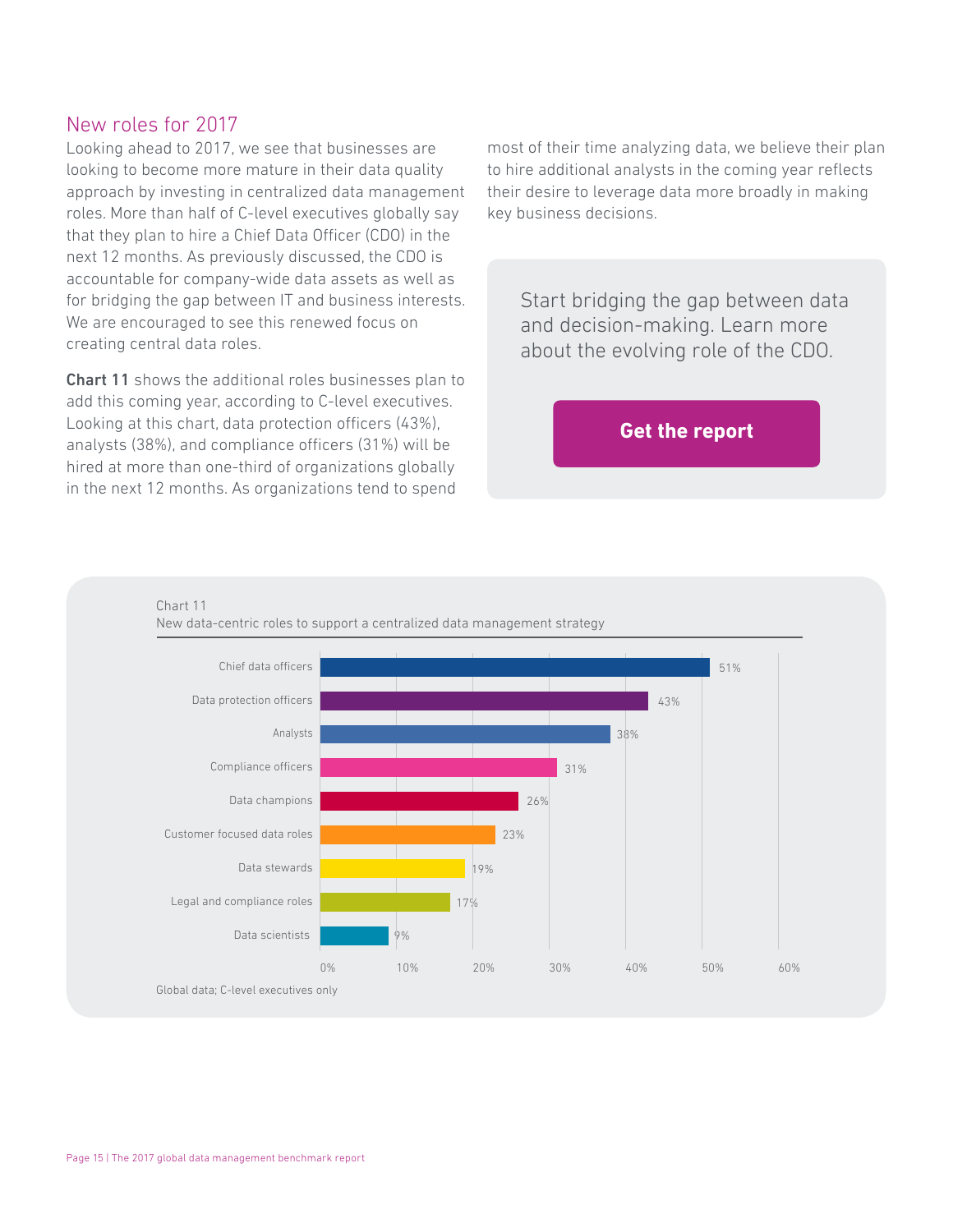## New roles for 2017

Looking ahead to 2017, we see that businesses are looking to become more mature in their data quality approach by investing in centralized data management roles. More than half of C-level executives globally say that they plan to hire a Chief Data Officer (CDO) in the next 12 months. As previously discussed, the CDO is accountable for company-wide data assets as well as for bridging the gap between IT and business interests. We are encouraged to see this renewed focus on creating central data roles.

**Chart 11** shows the additional roles businesses plan to add this coming year, according to C-level executives. Looking at this chart, data protection officers (43%), analysts (38%), and compliance officers (31%) will be hired at more than one-third of organizations globally in the next 12 months. As organizations tend to spend most of their time analyzing data, we believe their plan to hire additional analysts in the coming year reflects their desire to leverage data more broadly in making key business decisions.

Start bridging the gap between data and decision-making. Learn more about the evolving role of the CDO.

**Get the report**

Chart 11
New data-centric roles to support a centralized data management strategy

| Role | Percentage |
| --- | --- |
| Chief data officers | 51% |
| Data protection officers | 43% |
| Analysts | 38% |
| Compliance officers | 31% |
| Data champions | 26% |
| Customer focused data roles | 23% |
| Data stewards | 19% |
| Legal and compliance roles | 17% |
| Data scientists | 9% |

Global data; C-level executives only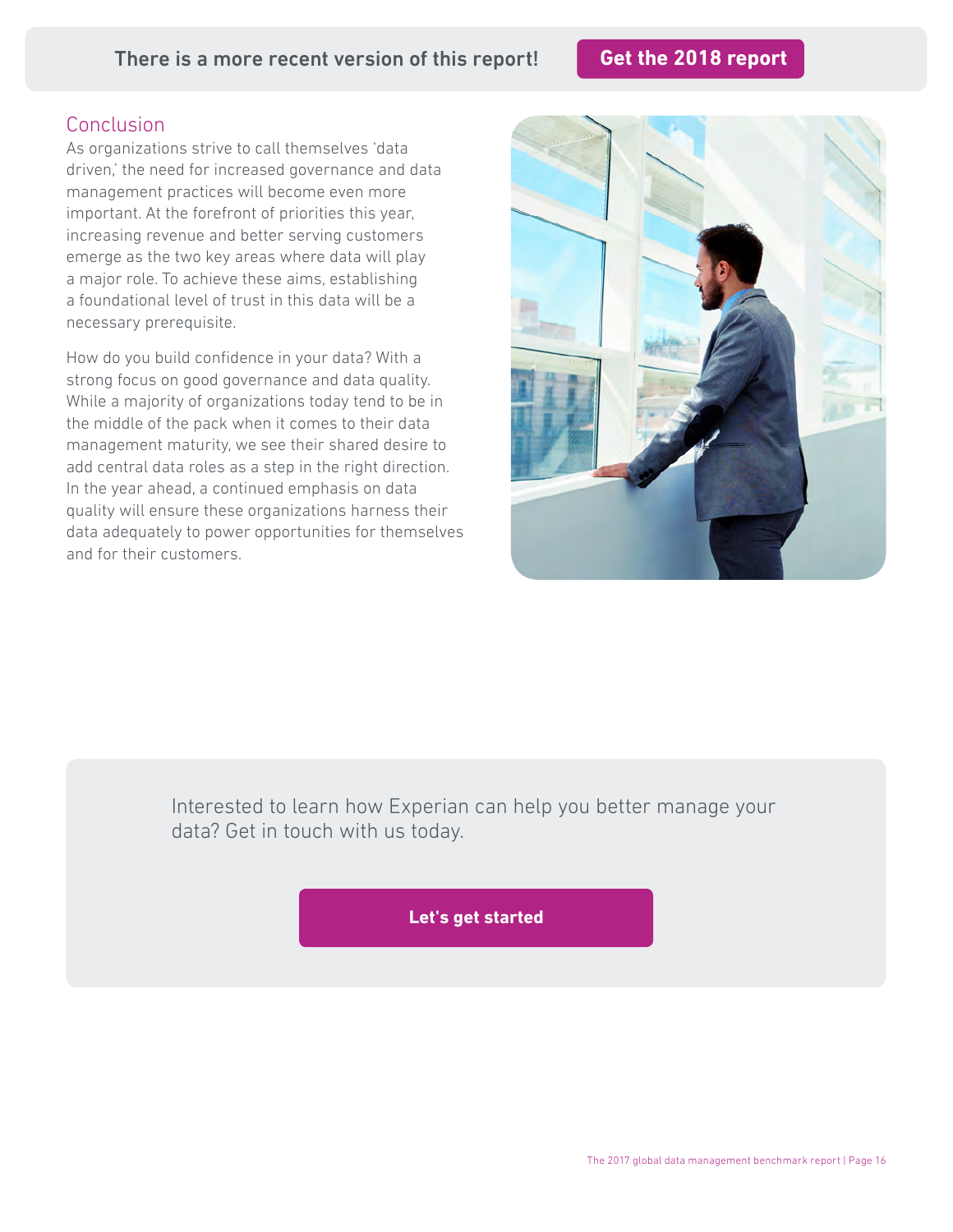There is a more recent version of this report! **Get the 2018 report**

## Conclusion

As organizations strive to call themselves 'data driven,' the need for increased governance and data management practices will become even more important. At the forefront of priorities this year, increasing revenue and better serving customers emerge as the two key areas where data will play a major role. To achieve these aims, establishing a foundational level of trust in this data will be a necessary prerequisite.

How do you build confidence in your data? With a strong focus on good governance and data quality. While a majority of organizations today tend to be in the middle of the pack when it comes to their data management maturity, we see their shared desire to add central data roles as a step in the right direction. In the year ahead, a continued emphasis on data quality will ensure these organizations harness their data adequately to power opportunities for themselves and for their customers.

Interested to learn how Experian can help you better manage your data? Get in touch with us today.

**Let's get started**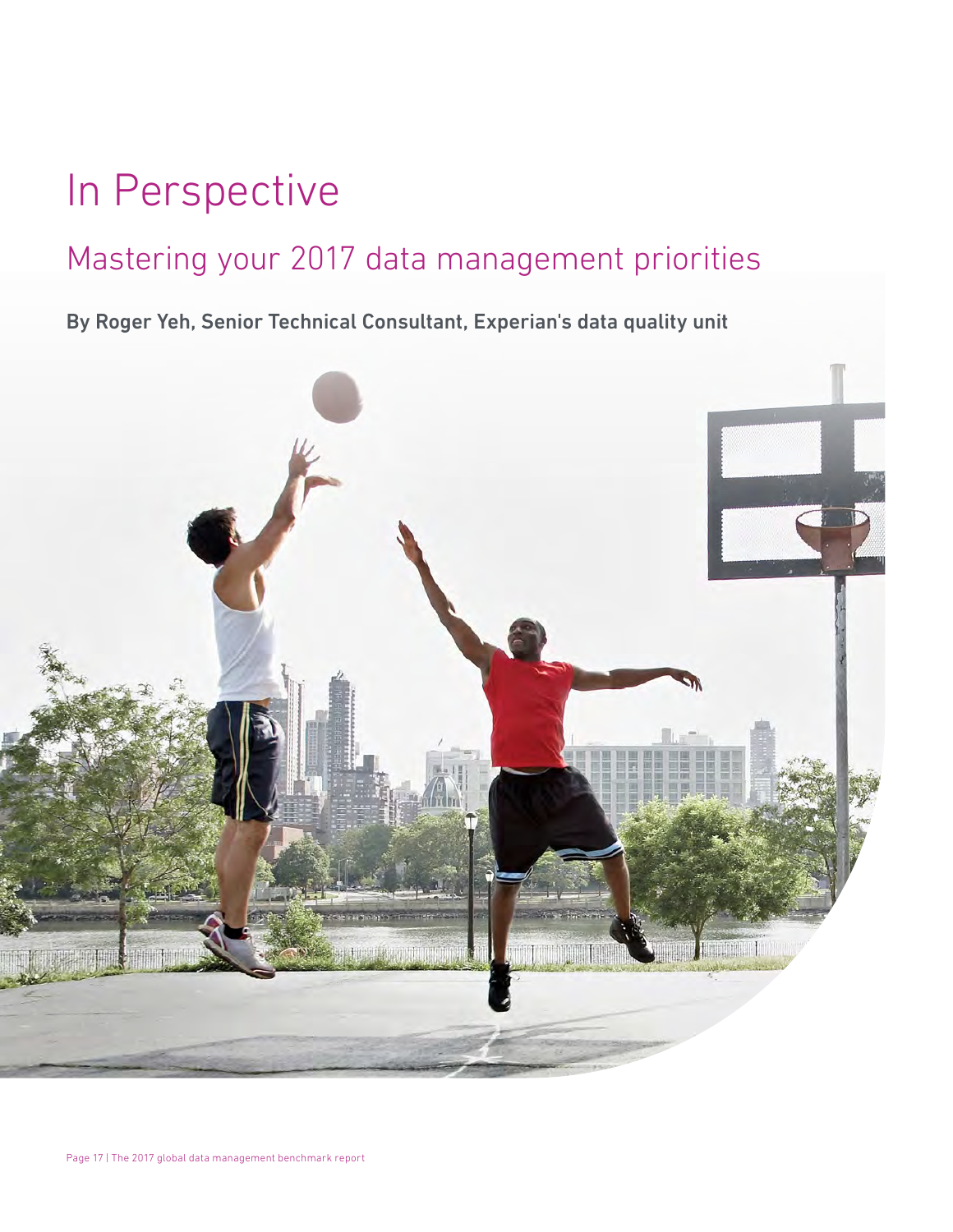# In Perspective

## Mastering your 2017 data management priorities

**By Roger Yeh, Senior Technical Consultant, Experian's data quality unit**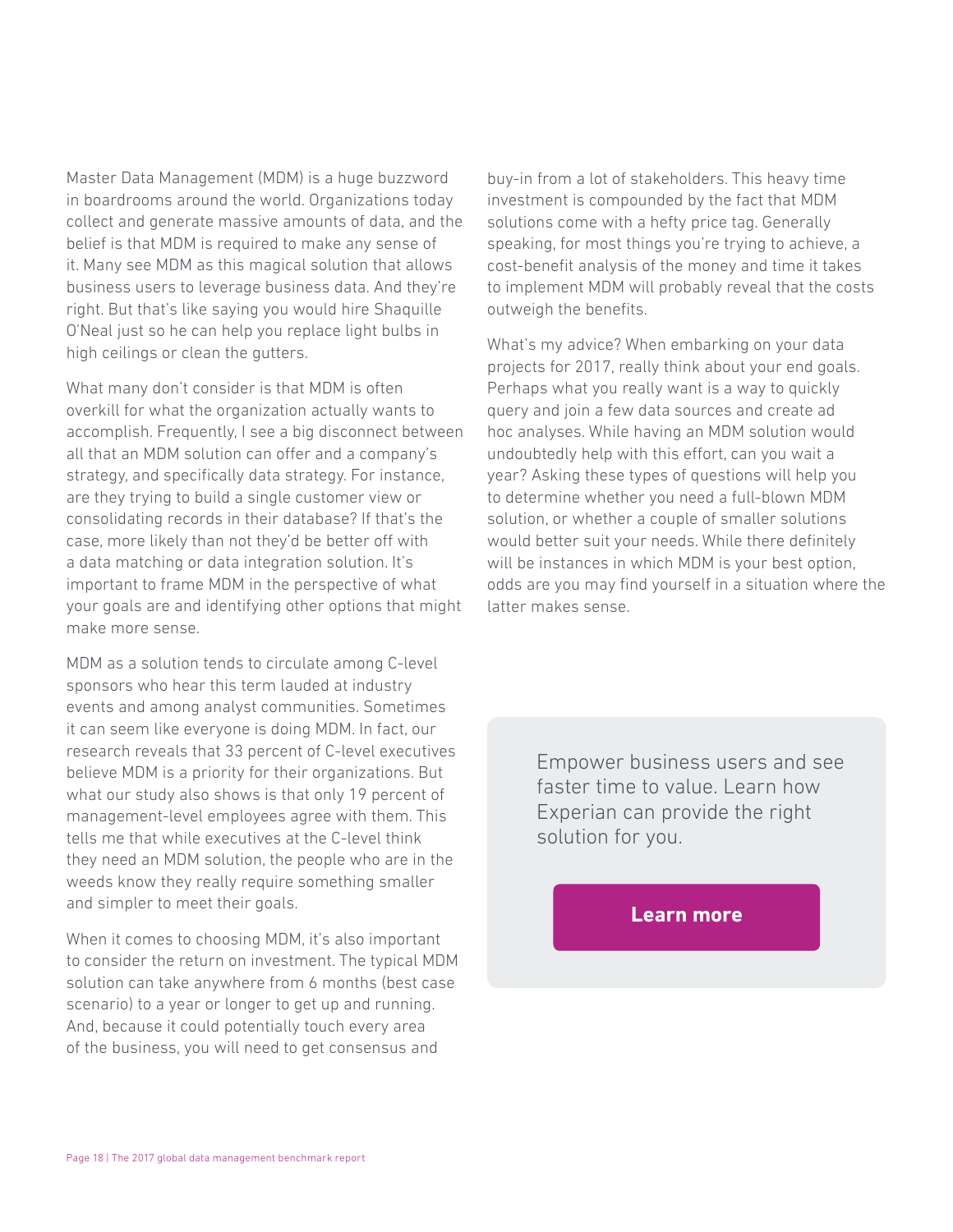Master Data Management (MDM) is a huge buzzword in boardrooms around the world. Organizations today collect and generate massive amounts of data, and the belief is that MDM is required to make any sense of it. Many see MDM as this magical solution that allows business users to leverage business data. And they're right. But that's like saying you would hire Shaquille O'Neal just so he can help you replace light bulbs in high ceilings or clean the gutters.

What many don't consider is that MDM is often overkill for what the organization actually wants to accomplish. Frequently, I see a big disconnect between all that an MDM solution can offer and a company's strategy, and specifically data strategy. For instance, are they trying to build a single customer view or consolidating records in their database? If that's the case, more likely than not they'd be better off with a data matching or data integration solution. It's important to frame MDM in the perspective of what your goals are and identifying other options that might make more sense.

MDM as a solution tends to circulate among C-level sponsors who hear this term lauded at industry events and among analyst communities. Sometimes it can seem like everyone is doing MDM. In fact, our research reveals that 33 percent of C-level executives believe MDM is a priority for their organizations. But what our study also shows is that only 19 percent of management-level employees agree with them. This tells me that while executives at the C-level think they need an MDM solution, the people who are in the weeds know they really require something smaller and simpler to meet their goals.

When it comes to choosing MDM, it's also important to consider the return on investment. The typical MDM solution can take anywhere from 6 months (best case scenario) to a year or longer to get up and running. And, because it could potentially touch every area of the business, you will need to get consensus and buy-in from a lot of stakeholders. This heavy time investment is compounded by the fact that MDM solutions come with a hefty price tag. Generally speaking, for most things you're trying to achieve, a cost-benefit analysis of the money and time it takes to implement MDM will probably reveal that the costs outweigh the benefits.

What's my advice? When embarking on your data projects for 2017, really think about your end goals. Perhaps what you really want is a way to quickly query and join a few data sources and create ad hoc analyses. While having an MDM solution would undoubtedly help with this effort, can you wait a year? Asking these types of questions will help you to determine whether you need a full-blown MDM solution, or whether a couple of smaller solutions would better suit your needs. While there definitely will be instances in which MDM is your best option, odds are you may find yourself in a situation where the latter makes sense.

Empower business users and see faster time to value. Learn how Experian can provide the right solution for you.

**Learn more**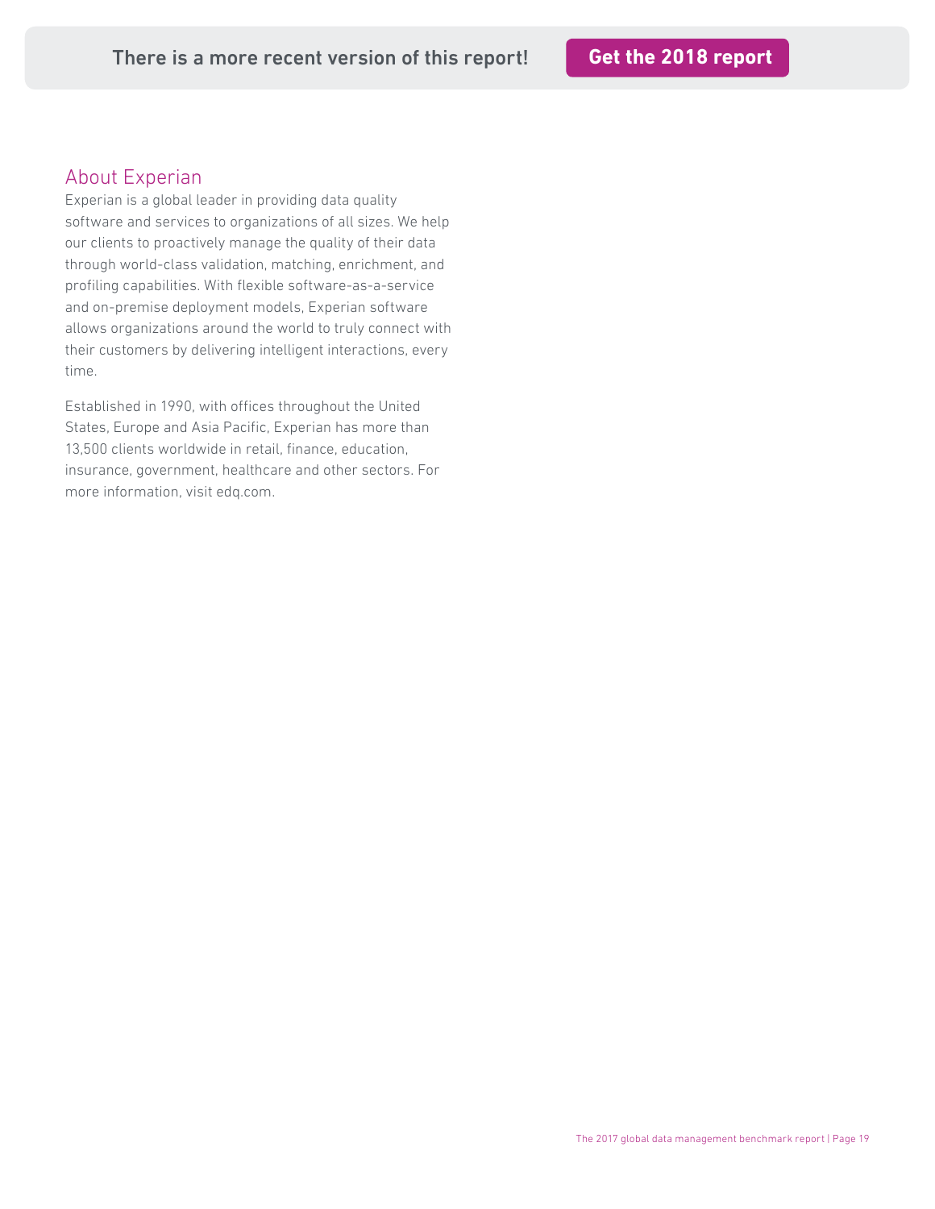There is a more recent version of this report! **Get the 2018 report**

## About Experian

Experian is a global leader in providing data quality software and services to organizations of all sizes. We help our clients to proactively manage the quality of their data through world-class validation, matching, enrichment, and profiling capabilities. With flexible software-as-a-service and on-premise deployment models, Experian software allows organizations around the world to truly connect with their customers by delivering intelligent interactions, every time.

Established in 1990, with offices throughout the United States, Europe and Asia Pacific, Experian has more than 13,500 clients worldwide in retail, finance, education, insurance, government, healthcare and other sectors. For more information, visit edq.com.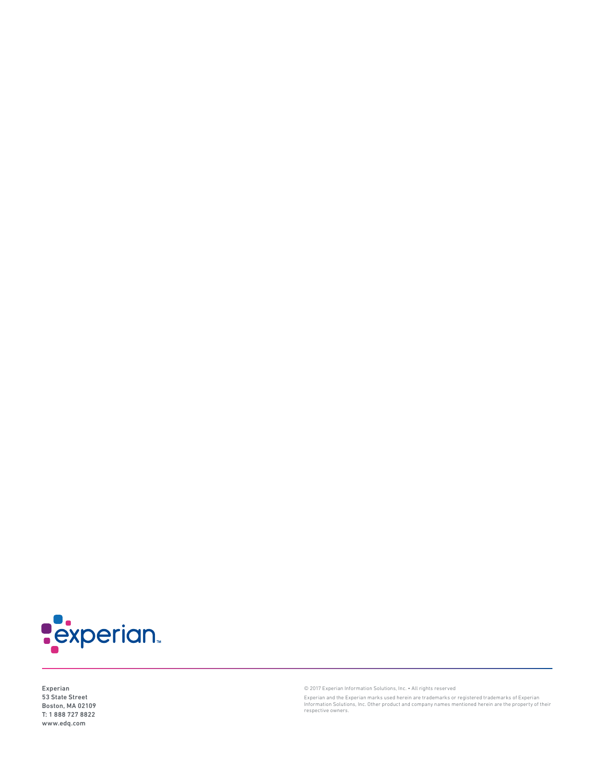Experian
53 State Street
Boston, MA 02109
T: 1 888 727 8822
www.edq.com

© 2017 Experian Information Solutions, Inc. • All rights reserved

Experian and the Experian marks used herein are trademarks or registered trademarks of Experian Information Solutions, Inc. Other product and company names mentioned herein are the property of their respective owners.